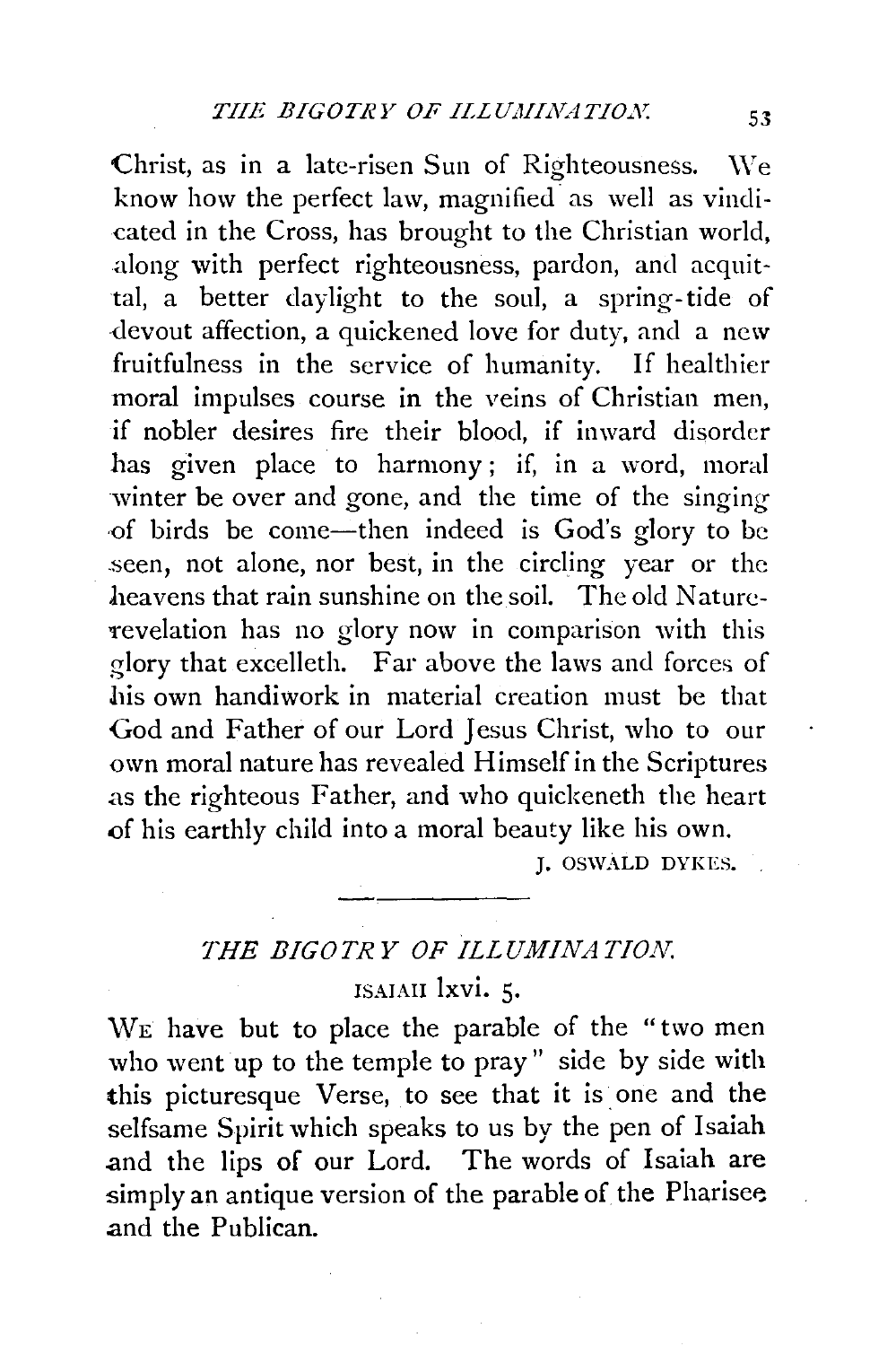Christ, as in a late-risen Sun of Righteousness. We know how the perfect law, magnified as well as vindicated in the Cross, has brought to the Christian world, along with perfect righteousness, pardon, and acquittal, a better daylight to the soul, a spring-tide of devout affection, a quickened love for duty, and a new fruitfulness in the service of humanity. If healthier moral impulses course in the veins of Christian men, if nobler desires fire their blood, if inward disorder has given place to harmony; if, in a word, moral winter be over and gone, and the time of the singing of birds be come—then indeed is God's glory to be seen, not alone, nor best, in the circling year or the heavens that rain sunshine on the soil. The old Nature-revelation has no glory now in comparison with this glory that excelleth. Far above the laws and forces of his own handiwork in material creation must be that God and Father of our Lord Jesus Christ, who to our own moral nature has revealed Himself in the Scriptures as the righteous Father, and who quickeneth the heart of his earthly child into a moral beauty like his own.

J. OSWALD DYKES.

---

## *THE BIGOTRY OF ILLUMINATION.*

ISAIAH lxvi. 5.

WE have but to place the parable of the "two men who went up to the temple to pray" side by side with this picturesque Verse, to see that it is one and the selfsame Spirit which speaks to us by the pen of Isaiah and the lips of our Lord. The words of Isaiah are simply an antique version of the parable of the Pharisee and the Publican.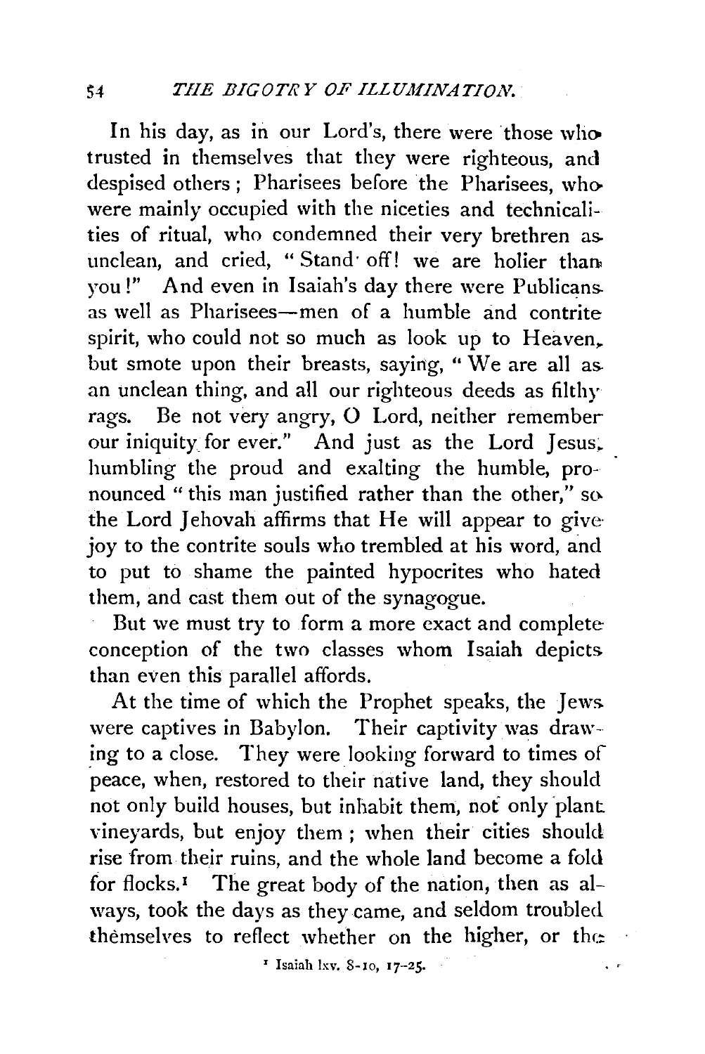In his day, as in our Lord's, there were those who trusted in themselves that they were righteous, and despised others; Pharisees before the Pharisees, who were mainly occupied with the niceties and technicalities of ritual, who condemned their very brethren as unclean, and cried, "Stand off! we are holier than you!" And even in Isaiah's day there were Publicans as well as Pharisees—men of a humble and contrite spirit, who could not so much as look up to Heaven, but smote upon their breasts, saying, "We are all as an unclean thing, and all our righteous deeds as filthy rags. Be not very angry, O Lord, neither remember our iniquity for ever." And just as the Lord Jesus, humbling the proud and exalting the humble, pronounced "this man justified rather than the other," so the Lord Jehovah affirms that He will appear to give joy to the contrite souls who trembled at his word, and to put to shame the painted hypocrites who hated them, and cast them out of the synagogue.

But we must try to form a more exact and complete conception of the two classes whom Isaiah depicts than even this parallel affords.

At the time of which the Prophet speaks, the Jews were captives in Babylon. Their captivity was drawing to a close. They were looking forward to times of peace, when, restored to their native land, they should not only build houses, but inhabit them, not only plant vineyards, but enjoy them; when their cities should rise from their ruins, and the whole land become a fold for flocks.[1] The great body of the nation, then as always, took the days as they came, and seldom troubled themselves to reflect whether on the higher, or the

[1] Isaiah lxv. 8-10, 17-25.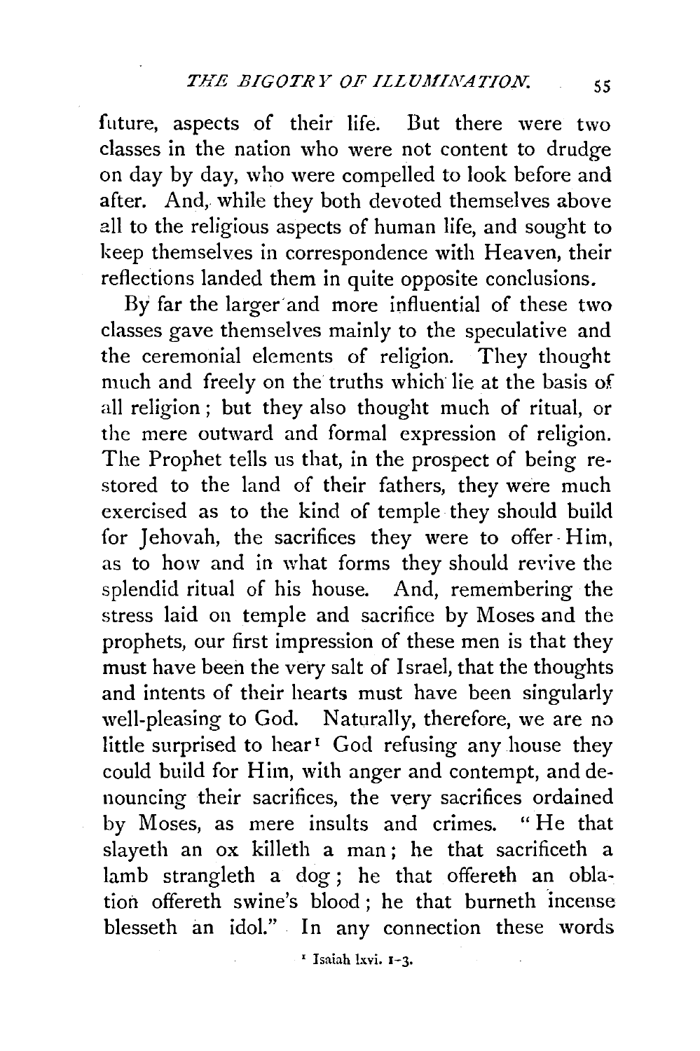future, aspects of their life. But there were two classes in the nation who were not content to drudge on day by day, who were compelled to look before and after. And, while they both devoted themselves above all to the religious aspects of human life, and sought to keep themselves in correspondence with Heaven, their reflections landed them in quite opposite conclusions.

By far the larger and more influential of these two classes gave themselves mainly to the speculative and the ceremonial elements of religion. They thought much and freely on the truths which lie at the basis of all religion; but they also thought much of ritual, or the mere outward and formal expression of religion. The Prophet tells us that, in the prospect of being restored to the land of their fathers, they were much exercised as to the kind of temple they should build for Jehovah, the sacrifices they were to offer Him, as to how and in what forms they should revive the splendid ritual of his house. And, remembering the stress laid on temple and sacrifice by Moses and the prophets, our first impression of these men is that they must have been the very salt of Israel, that the thoughts and intents of their hearts must have been singularly well-pleasing to God. Naturally, therefore, we are no little surprised to hear[1] God refusing any house they could build for Him, with anger and contempt, and denouncing their sacrifices, the very sacrifices ordained by Moses, as mere insults and crimes. "He that slayeth an ox killeth a man; he that sacrificeth a lamb strangleth a dog; he that offereth an oblation offereth swine's blood; he that burneth incense blesseth an idol." In any connection these words

[1] Isaiah lxvi. 1-3.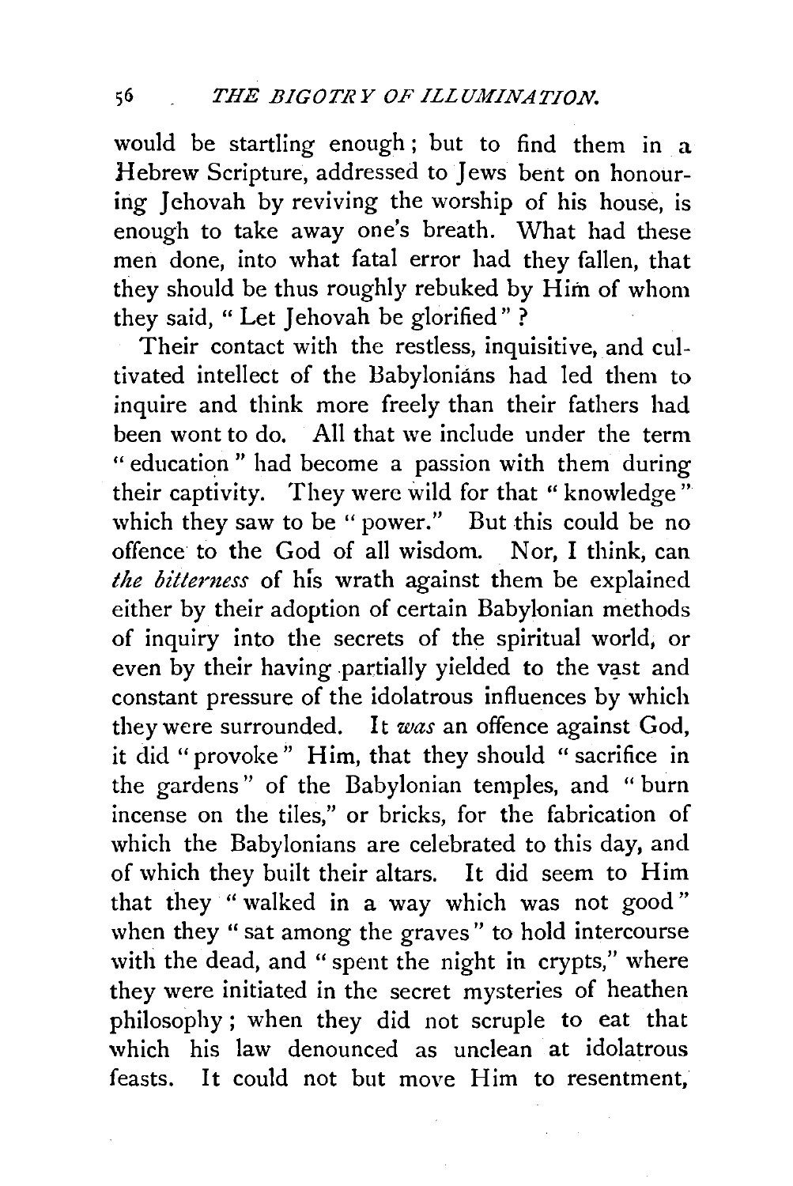would be startling enough; but to find them in a Hebrew Scripture, addressed to Jews bent on honouring Jehovah by reviving the worship of his house, is enough to take away one's breath. What had these men done, into what fatal error had they fallen, that they should be thus roughly rebuked by Him of whom they said, "Let Jehovah be glorified"?

Their contact with the restless, inquisitive, and cultivated intellect of the Babylonians had led them to inquire and think more freely than their fathers had been wont to do. All that we include under the term "education" had become a passion with them during their captivity. They were wild for that "knowledge" which they saw to be "power." But this could be no offence to the God of all wisdom. Nor, I think, can *the bitterness* of his wrath against them be explained either by their adoption of certain Babylonian methods of inquiry into the secrets of the spiritual world, or even by their having partially yielded to the vast and constant pressure of the idolatrous influences by which they were surrounded. It *was* an offence against God, it did "provoke" Him, that they should "sacrifice in the gardens" of the Babylonian temples, and "burn incense on the tiles," or bricks, for the fabrication of which the Babylonians are celebrated to this day, and of which they built their altars. It did seem to Him that they "walked in a way which was not good" when they "sat among the graves" to hold intercourse with the dead, and "spent the night in crypts," where they were initiated in the secret mysteries of heathen philosophy; when they did not scruple to eat that which his law denounced as unclean at idolatrous feasts. It could not but move Him to resentment,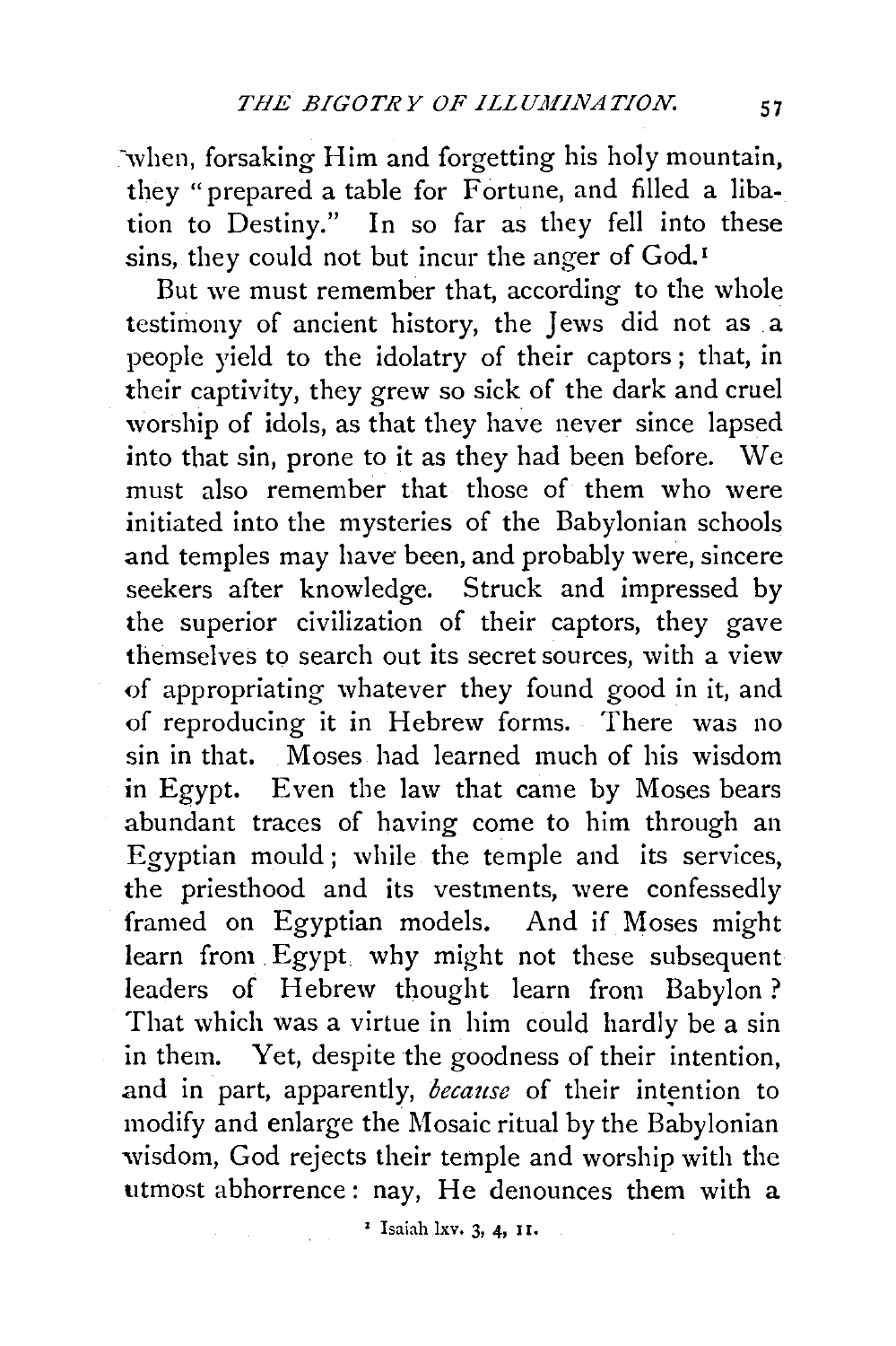when, forsaking Him and forgetting his holy mountain, they "prepared a table for Fortune, and filled a libation to Destiny." In so far as they fell into these sins, they could not but incur the anger of God.[1]

But we must remember that, according to the whole testimony of ancient history, the Jews did not as a people yield to the idolatry of their captors; that, in their captivity, they grew so sick of the dark and cruel worship of idols, as that they have never since lapsed into that sin, prone to it as they had been before. We must also remember that those of them who were initiated into the mysteries of the Babylonian schools and temples may have been, and probably were, sincere seekers after knowledge. Struck and impressed by the superior civilization of their captors, they gave themselves to search out its secret sources, with a view of appropriating whatever they found good in it, and of reproducing it in Hebrew forms. There was no sin in that. Moses had learned much of his wisdom in Egypt. Even the law that came by Moses bears abundant traces of having come to him through an Egyptian mould; while the temple and its services, the priesthood and its vestments, were confessedly framed on Egyptian models. And if Moses might learn from Egypt why might not these subsequent leaders of Hebrew thought learn from Babylon? That which was a virtue in him could hardly be a sin in them. Yet, despite the goodness of their intention, and in part, apparently, *because* of their intention to modify and enlarge the Mosaic ritual by the Babylonian wisdom, God rejects their temple and worship with the utmost abhorrence: nay, He denounces them with a

[1] Isaiah lxv. 3, 4, 11.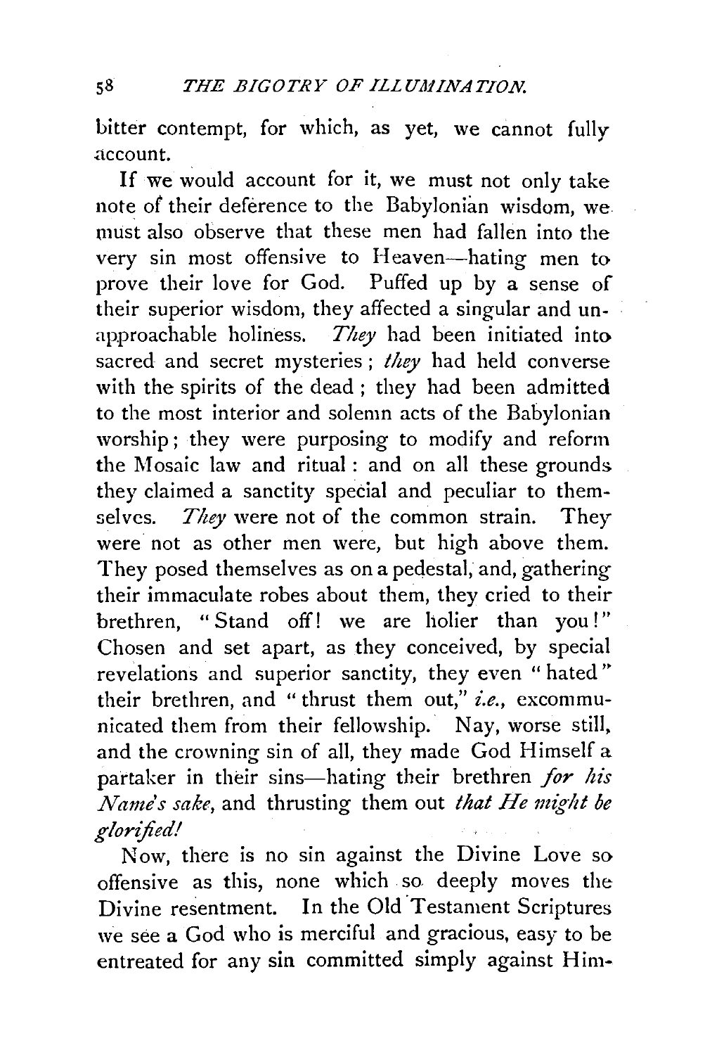bitter contempt, for which, as yet, we cannot fully account.

If we would account for it, we must not only take note of their deference to the Babylonian wisdom, we must also observe that these men had fallen into the very sin most offensive to Heaven—hating men to prove their love for God. Puffed up by a sense of their superior wisdom, they affected a singular and unapproachable holiness. *They* had been initiated into sacred and secret mysteries; *they* had held converse with the spirits of the dead; they had been admitted to the most interior and solemn acts of the Babylonian worship; they were purposing to modify and reform the Mosaic law and ritual: and on all these grounds they claimed a sanctity special and peculiar to themselves. *They* were not of the common strain. They were not as other men were, but high above them. They posed themselves as on a pedestal, and, gathering their immaculate robes about them, they cried to their brethren, "Stand off! we are holier than you!" Chosen and set apart, as they conceived, by special revelations and superior sanctity, they even "hated" their brethren, and "thrust them out," *i.e.*, excommunicated them from their fellowship. Nay, worse still, and the crowning sin of all, they made God Himself a partaker in their sins—hating their brethren *for his Name's sake*, and thrusting them out *that He might be glorified!*

Now, there is no sin against the Divine Love so offensive as this, none which so deeply moves the Divine resentment. In the Old Testament Scriptures we see a God who is merciful and gracious, easy to be entreated for any sin committed simply against Him-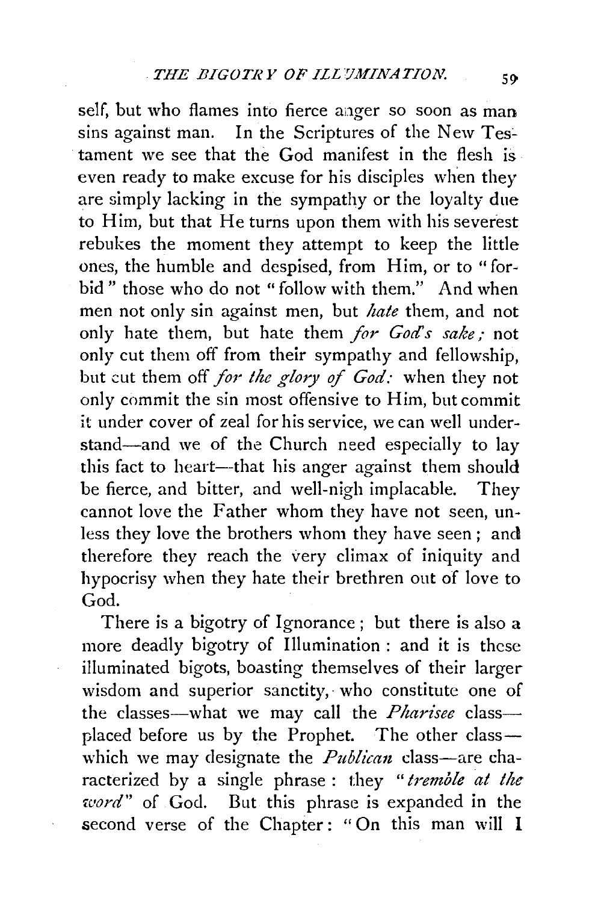self, but who flames into fierce anger so soon as man sins against man. In the Scriptures of the New Testament we see that the God manifest in the flesh is even ready to make excuse for his disciples when they are simply lacking in the sympathy or the loyalty due to Him, but that He turns upon them with his severest rebukes the moment they attempt to keep the little ones, the humble and despised, from Him, or to "forbid" those who do not "follow with them." And when men not only sin against men, but *hate* them, and not only hate them, but hate them *for God's sake;* not only cut them off from their sympathy and fellowship, but cut them off *for the glory of God:* when they not only commit the sin most offensive to Him, but commit it under cover of zeal for his service, we can well understand—and we of the Church need especially to lay this fact to heart—that his anger against them should be fierce, and bitter, and well-nigh implacable. They cannot love the Father whom they have not seen, unless they love the brothers whom they have seen; and therefore they reach the very climax of iniquity and hypocrisy when they hate their brethren out of love to God.

There is a bigotry of Ignorance; but there is also a more deadly bigotry of Illumination: and it is these illuminated bigots, boasting themselves of their larger wisdom and superior sanctity, who constitute one of the classes—what we may call the *Pharisee* class—placed before us by the Prophet. The other class—which we may designate the *Publican* class—are characterized by a single phrase: they "*tremble at the word*" of God. But this phrase is expanded in the second verse of the Chapter: "On this man will I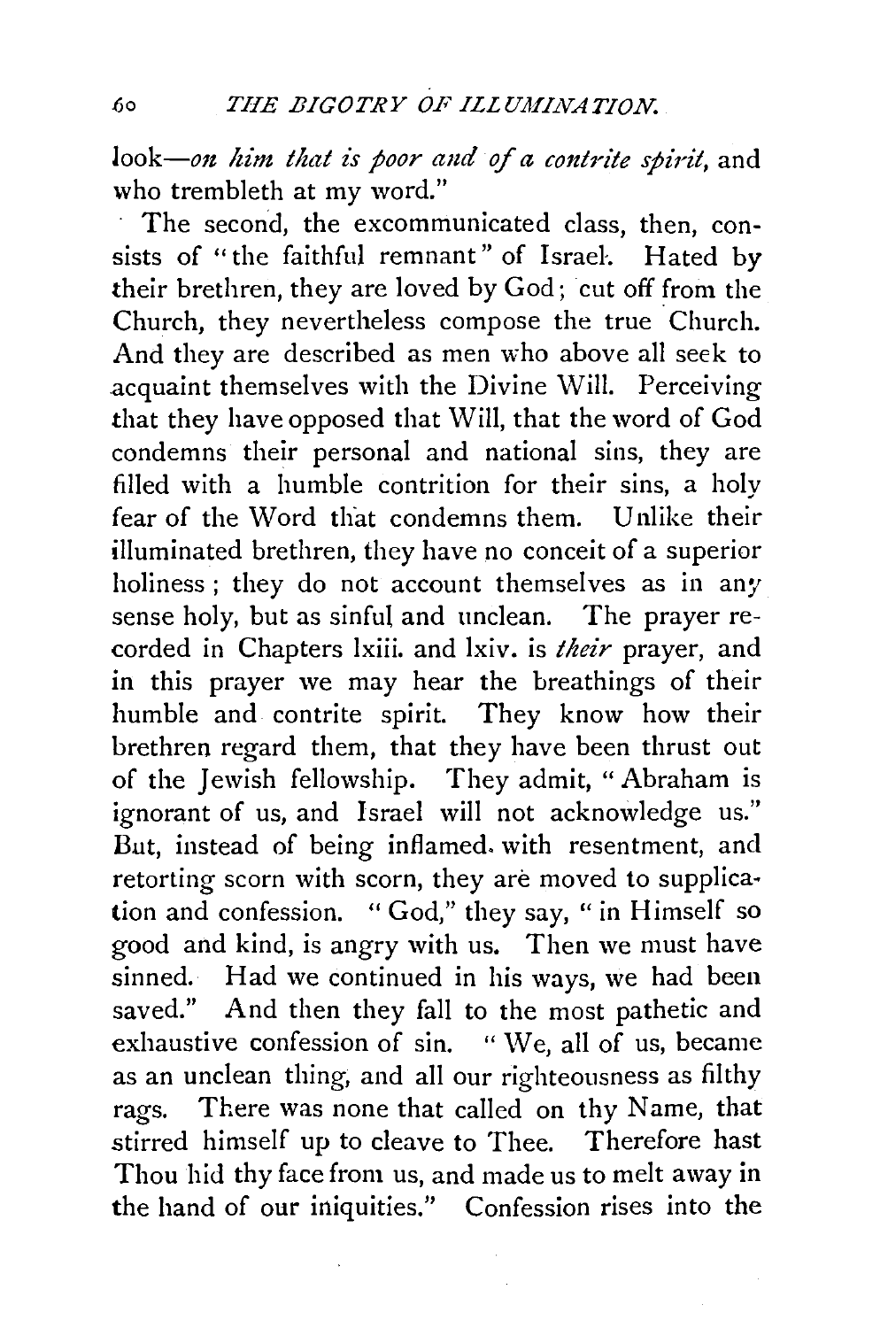look—*on him that is poor and of a contrite spirit*, and who trembleth at my word."

The second, the excommunicated class, then, consists of "the faithful remnant" of Israel. Hated by their brethren, they are loved by God; cut off from the Church, they nevertheless compose the true Church. And they are described as men who above all seek to acquaint themselves with the Divine Will. Perceiving that they have opposed that Will, that the word of God condemns their personal and national sins, they are filled with a humble contrition for their sins, a holy fear of the Word that condemns them. Unlike their illuminated brethren, they have no conceit of a superior holiness; they do not account themselves as in any sense holy, but as sinful and unclean. The prayer recorded in Chapters lxiii. and lxiv. is *their* prayer, and in this prayer we may hear the breathings of their humble and contrite spirit. They know how their brethren regard them, that they have been thrust out of the Jewish fellowship. They admit, "Abraham is ignorant of us, and Israel will not acknowledge us." But, instead of being inflamed with resentment, and retorting scorn with scorn, they are moved to supplication and confession. "God," they say, "in Himself so good and kind, is angry with us. Then we must have sinned. Had we continued in his ways, we had been saved." And then they fall to the most pathetic and exhaustive confession of sin. "We, all of us, became as an unclean thing, and all our righteousness as filthy rags. There was none that called on thy Name, that stirred himself up to cleave to Thee. Therefore hast Thou hid thy face from us, and made us to melt away in the hand of our iniquities." Confession rises into the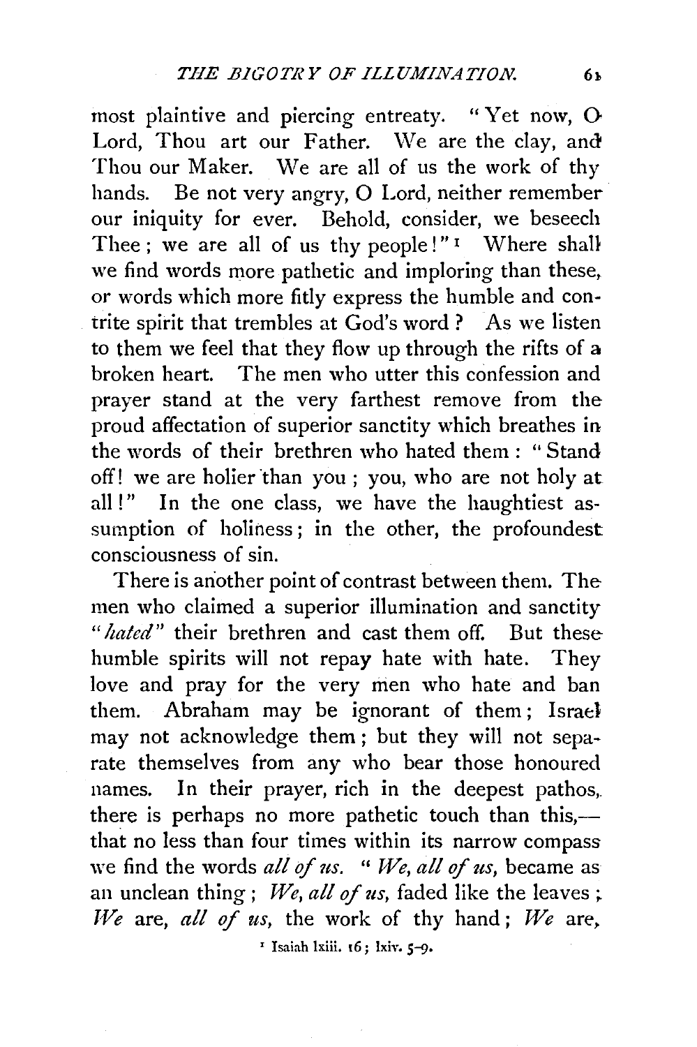most plaintive and piercing entreaty. "Yet now, O Lord, Thou art our Father. We are the clay, and Thou our Maker. We are all of us the work of thy hands. Be not very angry, O Lord, neither remember our iniquity for ever. Behold, consider, we beseech Thee; we are all of us thy people!"[1] Where shall we find words more pathetic and imploring than these, or words which more fitly express the humble and contrite spirit that trembles at God's word? As we listen to them we feel that they flow up through the rifts of a broken heart. The men who utter this confession and prayer stand at the very farthest remove from the proud affectation of superior sanctity which breathes in the words of their brethren who hated them: "Stand off! we are holier than you; you, who are not holy at all!" In the one class, we have the haughtiest assumption of holiness; in the other, the profoundest consciousness of sin.

There is another point of contrast between them. The men who claimed a superior illumination and sanctity "*hated*" their brethren and cast them off. But these humble spirits will not repay hate with hate. They love and pray for the very men who hate and ban them. Abraham may be ignorant of them; Israel may not acknowledge them; but they will not separate themselves from any who bear those honoured names. In their prayer, rich in the deepest pathos, there is perhaps no more pathetic touch than this,—that no less than four times within its narrow compass we find the words *all of us*. "*We, all of us,* became as an unclean thing; *We, all of us,* faded like the leaves; *We* are, *all of us,* the work of thy hand; *We* are,

[1] Isaiah lxiii. 16; lxiv. 5–9.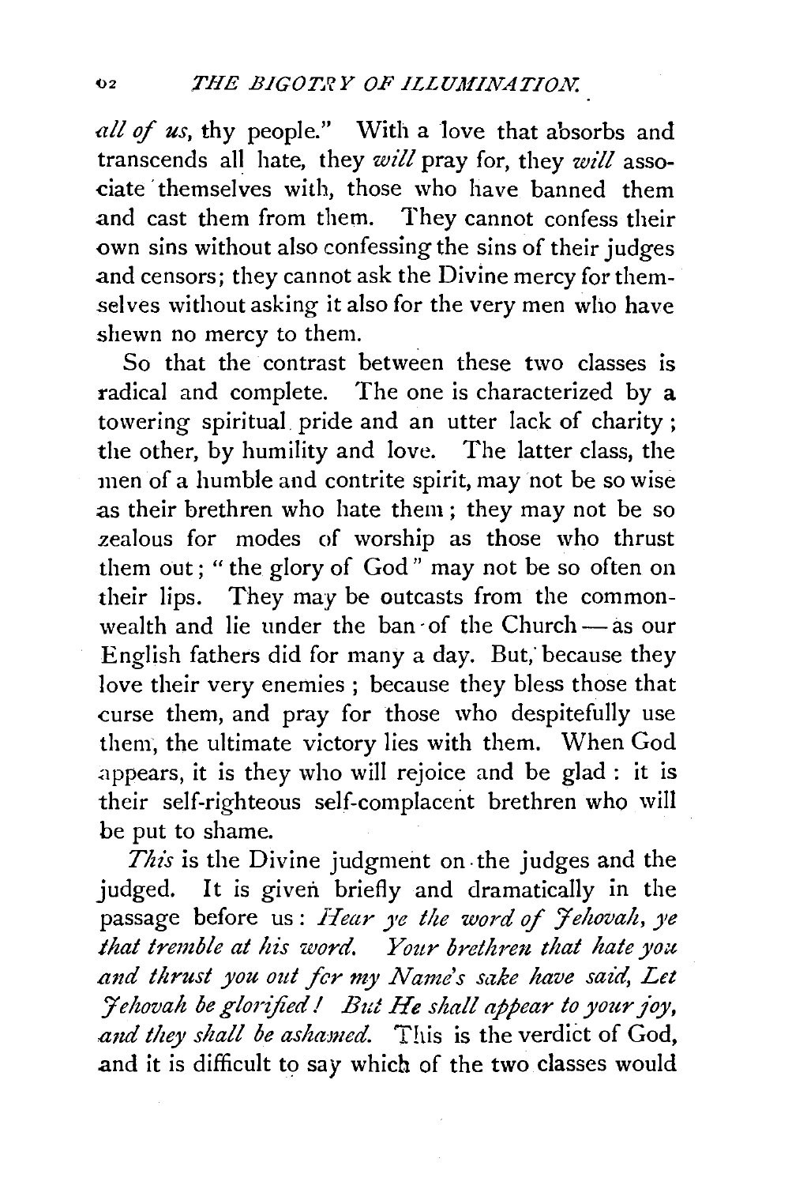*all of us*, thy people." With a love that absorbs and transcends all hate, they *will* pray for, they *will* associate themselves with, those who have banned them and cast them from them. They cannot confess their own sins without also confessing the sins of their judges and censors; they cannot ask the Divine mercy for themselves without asking it also for the very men who have shewn no mercy to them.

So that the contrast between these two classes is radical and complete. The one is characterized by a towering spiritual pride and an utter lack of charity; the other, by humility and love. The latter class, the men of a humble and contrite spirit, may not be so wise as their brethren who hate them; they may not be so zealous for modes of worship as those who thrust them out; "the glory of God" may not be so often on their lips. They may be outcasts from the commonwealth and lie under the ban of the Church — as our English fathers did for many a day. But, because they love their very enemies; because they bless those that curse them, and pray for those who despitefully use them, the ultimate victory lies with them. When God appears, it is they who will rejoice and be glad: it is their self-righteous self-complacent brethren who will be put to shame.

*This* is the Divine judgment on the judges and the judged. It is given briefly and dramatically in the passage before us: *Hear ye the word of Jehovah, ye that tremble at his word. Your brethren that hate you and thrust you out for my Name's sake have said, Let Jehovah be glorified! But He shall appear to your joy, and they shall be ashamed.* This is the verdict of God, and it is difficult to say which of the two classes would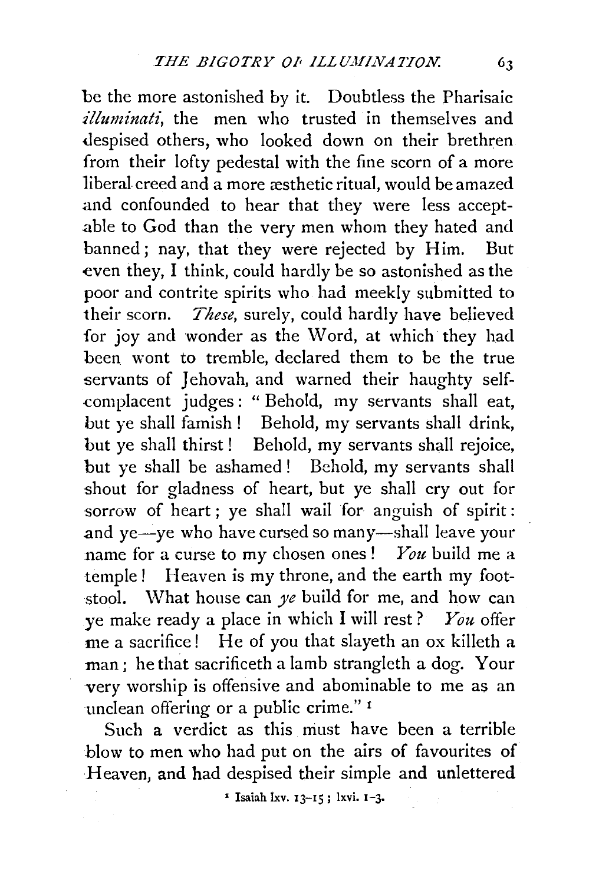be the more astonished by it. Doubtless the Pharisaic *illuminati*, the men who trusted in themselves and despised others, who looked down on their brethren from their lofty pedestal with the fine scorn of a more liberal creed and a more æsthetic ritual, would be amazed and confounded to hear that they were less acceptable to God than the very men whom they hated and banned; nay, that they were rejected by Him. But even they, I think, could hardly be so astonished as the poor and contrite spirits who had meekly submitted to their scorn. *These*, surely, could hardly have believed for joy and wonder as the Word, at which they had been wont to tremble, declared them to be the true servants of Jehovah, and warned their haughty self-complacent judges: "Behold, my servants shall eat, but ye shall famish! Behold, my servants shall drink, but ye shall thirst! Behold, my servants shall rejoice, but ye shall be ashamed! Behold, my servants shall shout for gladness of heart, but ye shall cry out for sorrow of heart; ye shall wail for anguish of spirit: and ye—ye who have cursed so many—shall leave your name for a curse to my chosen ones! *You* build me a temple! Heaven is my throne, and the earth my footstool. What house can *ye* build for me, and how can ye make ready a place in which I will rest? *You* offer me a sacrifice! He of you that slayeth an ox killeth a man; he that sacrificeth a lamb strangleth a dog. Your very worship is offensive and abominable to me as an unclean offering or a public crime." [1]

Such a verdict as this must have been a terrible blow to men who had put on the airs of favourites of Heaven, and had despised their simple and unlettered

[1] Isaiah lxv. 13–15; lxvi. 1–3.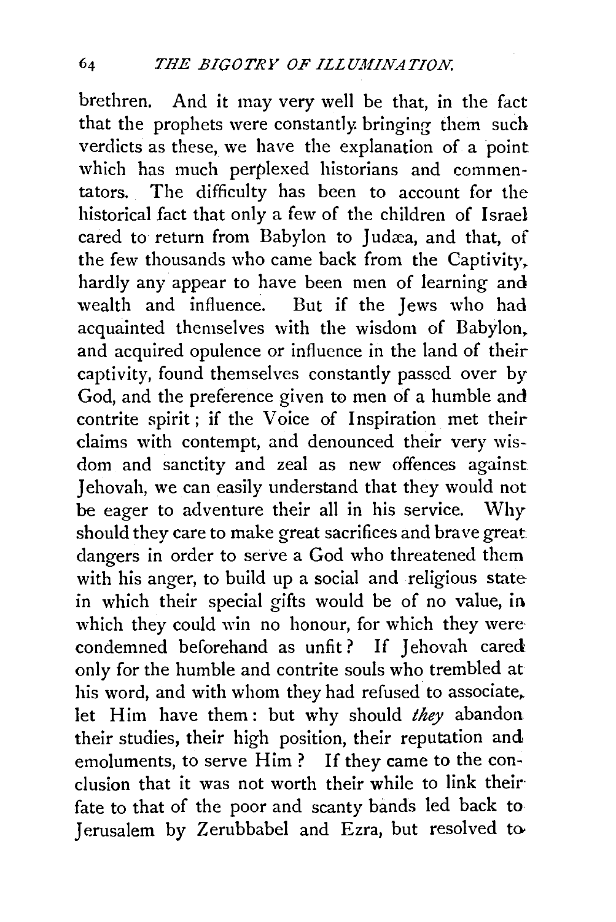brethren. And it may very well be that, in the fact that the prophets were constantly bringing them such verdicts as these, we have the explanation of a point which has much perplexed historians and commentators. The difficulty has been to account for the historical fact that only a few of the children of Israel cared to return from Babylon to Judæa, and that, of the few thousands who came back from the Captivity, hardly any appear to have been men of learning and wealth and influence. But if the Jews who had acquainted themselves with the wisdom of Babylon, and acquired opulence or influence in the land of their captivity, found themselves constantly passed over by God, and the preference given to men of a humble and contrite spirit; if the Voice of Inspiration met their claims with contempt, and denounced their very wisdom and sanctity and zeal as new offences against Jehovah, we can easily understand that they would not be eager to adventure their all in his service. Why should they care to make great sacrifices and brave great dangers in order to serve a God who threatened them with his anger, to build up a social and religious state in which their special gifts would be of no value, in which they could win no honour, for which they were condemned beforehand as unfit? If Jehovah cared only for the humble and contrite souls who trembled at his word, and with whom they had refused to associate, let Him have them: but why should *they* abandon their studies, their high position, their reputation and emoluments, to serve Him? If they came to the conclusion that it was not worth their while to link their fate to that of the poor and scanty bands led back to Jerusalem by Zerubbabel and Ezra, but resolved to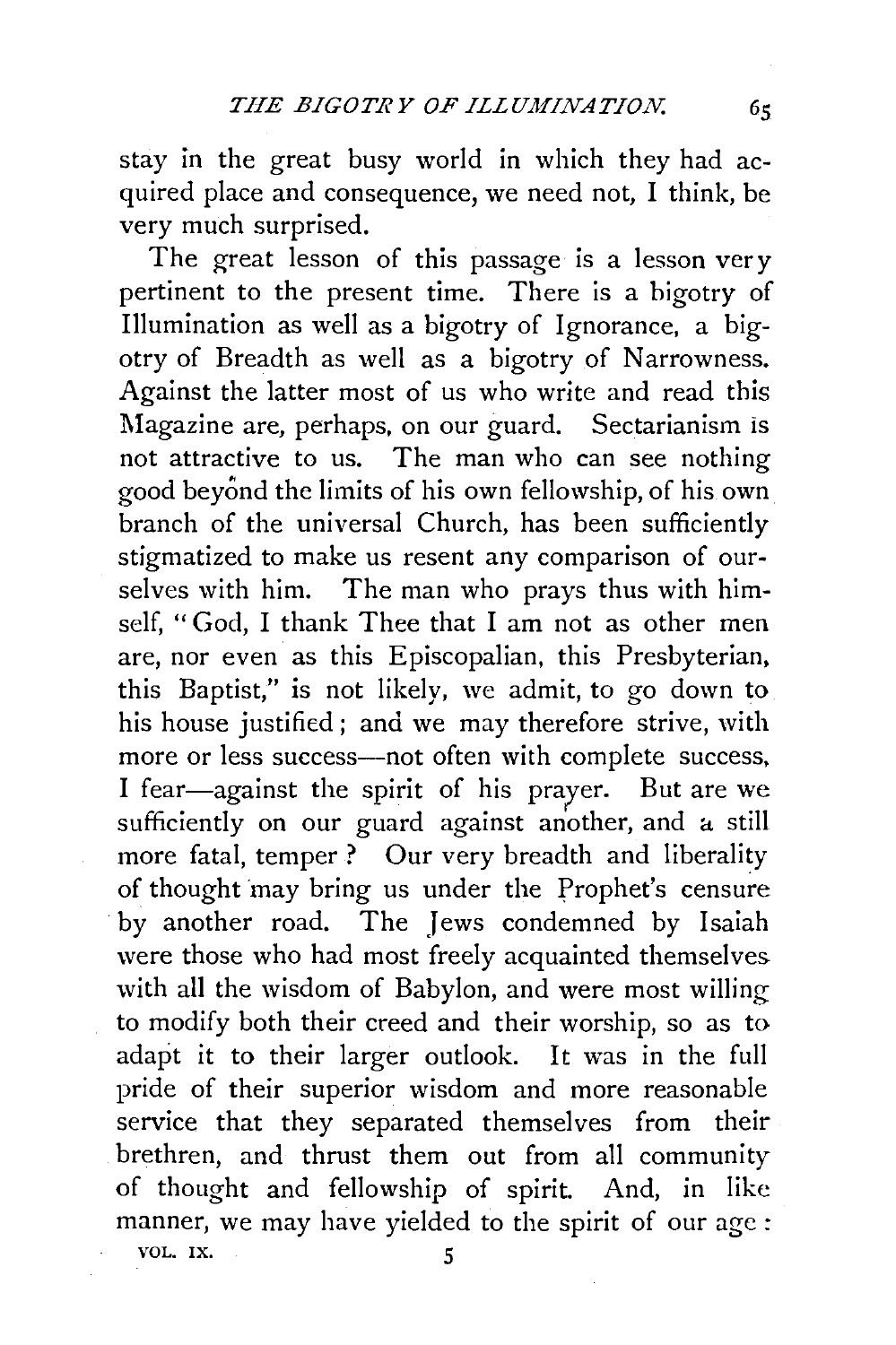stay in the great busy world in which they had acquired place and consequence, we need not, I think, be very much surprised.

The great lesson of this passage is a lesson very pertinent to the present time. There is a bigotry of Illumination as well as a bigotry of Ignorance, a bigotry of Breadth as well as a bigotry of Narrowness. Against the latter most of us who write and read this Magazine are, perhaps, on our guard. Sectarianism is not attractive to us. The man who can see nothing good beyond the limits of his own fellowship, of his own branch of the universal Church, has been sufficiently stigmatized to make us resent any comparison of ourselves with him. The man who prays thus with himself, "God, I thank Thee that I am not as other men are, nor even as this Episcopalian, this Presbyterian, this Baptist," is not likely, we admit, to go down to his house justified; and we may therefore strive, with more or less success—not often with complete success, I fear—against the spirit of his prayer. But are we sufficiently on our guard against another, and a still more fatal, temper? Our very breadth and liberality of thought may bring us under the Prophet's censure by another road. The Jews condemned by Isaiah were those who had most freely acquainted themselves with all the wisdom of Babylon, and were most willing to modify both their creed and their worship, so as to adapt it to their larger outlook. It was in the full pride of their superior wisdom and more reasonable service that they separated themselves from their brethren, and thrust them out from all community of thought and fellowship of spirit. And, in like manner, we may have yielded to the spirit of our age: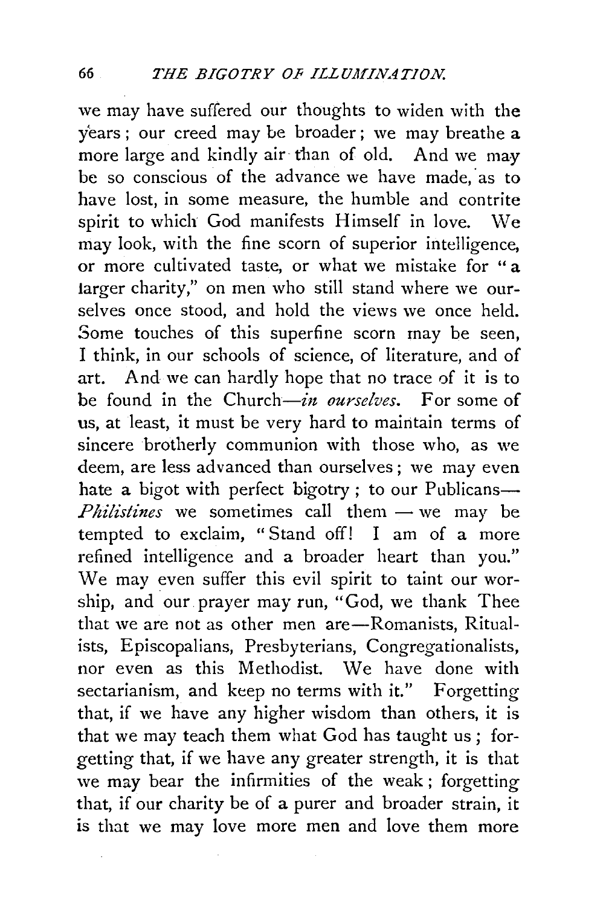we may have suffered our thoughts to widen with the years; our creed may be broader; we may breathe a more large and kindly air than of old. And we may be so conscious of the advance we have made, as to have lost, in some measure, the humble and contrite spirit to which God manifests Himself in love. We may look, with the fine scorn of superior intelligence, or more cultivated taste, or what we mistake for "a larger charity," on men who still stand where we ourselves once stood, and hold the views we once held. Some touches of this superfine scorn may be seen, I think, in our schools of science, of literature, and of art. And we can hardly hope that no trace of it is to be found in the Church—*in ourselves*. For some of us, at least, it must be very hard to maintain terms of sincere brotherly communion with those who, as we deem, are less advanced than ourselves; we may even hate a bigot with perfect bigotry; to our Publicans—*Philistines* we sometimes call them — we may be tempted to exclaim, "Stand off! I am of a more refined intelligence and a broader heart than you." We may even suffer this evil spirit to taint our worship, and our prayer may run, "God, we thank Thee that we are not as other men are—Romanists, Ritualists, Episcopalians, Presbyterians, Congregationalists, nor even as this Methodist. We have done with sectarianism, and keep no terms with it." Forgetting that, if we have any higher wisdom than others, it is that we may teach them what God has taught us; forgetting that, if we have any greater strength, it is that we may bear the infirmities of the weak; forgetting that, if our charity be of a purer and broader strain, it is that we may love more men and love them more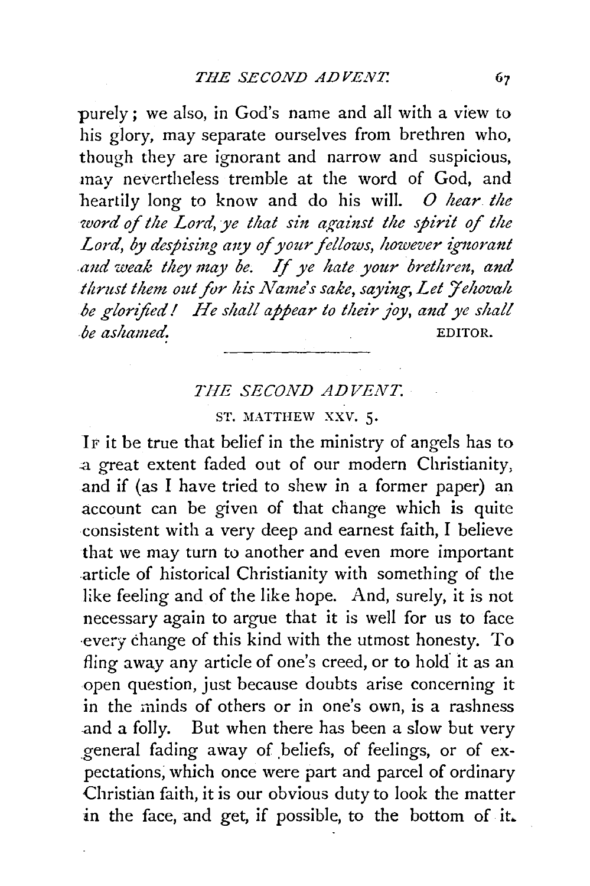purely; we also, in God's name and all with a view to his glory, may separate ourselves from brethren who, though they are ignorant and narrow and suspicious, may nevertheless tremble at the word of God, and heartily long to know and do his will. *O hear the word of the Lord, ye that sin against the spirit of the Lord, by despising any of your fellows, however ignorant and weak they may be. If ye hate your brethren, and thrust them out for his Name's sake, saying, Let Jehovah be glorified! He shall appear to their joy, and ye shall be ashamed.*

EDITOR.

---

## *THE SECOND ADVENT.*

### ST. MATTHEW XXV. 5.

If it be true that belief in the ministry of angels has to a great extent faded out of our modern Christianity, and if (as I have tried to shew in a former paper) an account can be given of that change which is quite consistent with a very deep and earnest faith, I believe that we may turn to another and even more important article of historical Christianity with something of the like feeling and of the like hope. And, surely, it is not necessary again to argue that it is well for us to face every change of this kind with the utmost honesty. To fling away any article of one's creed, or to hold it as an open question, just because doubts arise concerning it in the minds of others or in one's own, is a rashness and a folly. But when there has been a slow but very general fading away of beliefs, of feelings, or of expectations, which once were part and parcel of ordinary Christian faith, it is our obvious duty to look the matter in the face, and get, if possible, to the bottom of it.